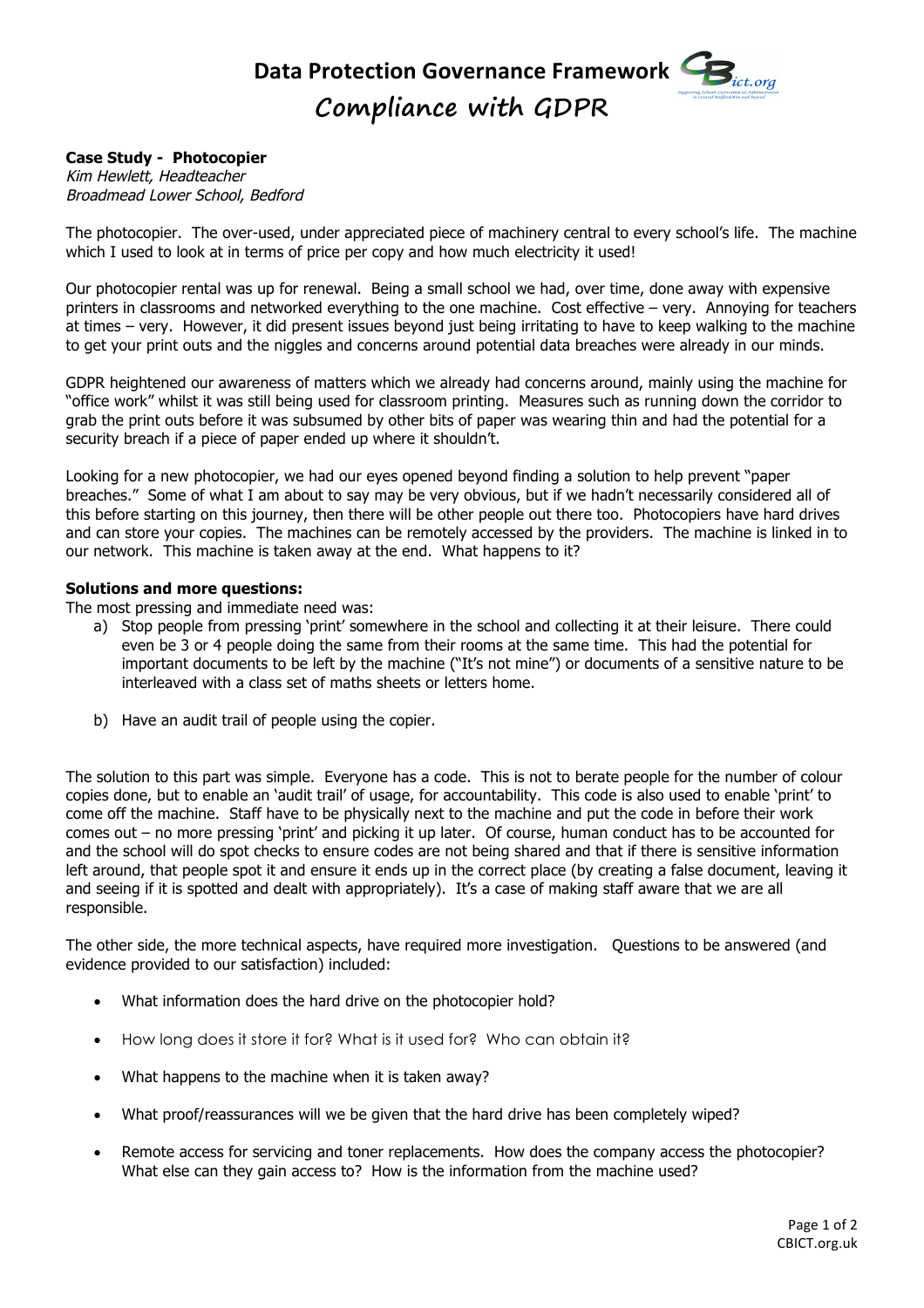# Data Protection Governance Framework

## Compliance with GDPR

**Case Study - Photocopier**
*Kim Hewlett, Headteacher*
*Broadmead Lower School, Bedford*

The photocopier. The over-used, under appreciated piece of machinery central to every school's life. The machine which I used to look at in terms of price per copy and how much electricity it used!

Our photocopier rental was up for renewal. Being a small school we had, over time, done away with expensive printers in classrooms and networked everything to the one machine. Cost effective – very. Annoying for teachers at times – very. However, it did present issues beyond just being irritating to have to keep walking to the machine to get your print outs and the niggles and concerns around potential data breaches were already in our minds.

GDPR heightened our awareness of matters which we already had concerns around, mainly using the machine for "office work" whilst it was still being used for classroom printing. Measures such as running down the corridor to grab the print outs before it was subsumed by other bits of paper was wearing thin and had the potential for a security breach if a piece of paper ended up where it shouldn't.

Looking for a new photocopier, we had our eyes opened beyond finding a solution to help prevent "paper breaches." Some of what I am about to say may be very obvious, but if we hadn't necessarily considered all of this before starting on this journey, then there will be other people out there too. Photocopiers have hard drives and can store your copies. The machines can be remotely accessed by the providers. The machine is linked in to our network. This machine is taken away at the end. What happens to it?

**Solutions and more questions:**

The most pressing and immediate need was:

a) Stop people from pressing 'print' somewhere in the school and collecting it at their leisure. There could even be 3 or 4 people doing the same from their rooms at the same time. This had the potential for important documents to be left by the machine ("It's not mine") or documents of a sensitive nature to be interleaved with a class set of maths sheets or letters home.

b) Have an audit trail of people using the copier.

The solution to this part was simple. Everyone has a code. This is not to berate people for the number of colour copies done, but to enable an 'audit trail' of usage, for accountability. This code is also used to enable 'print' to come off the machine. Staff have to be physically next to the machine and put the code in before their work comes out – no more pressing 'print' and picking it up later. Of course, human conduct has to be accounted for and the school will do spot checks to ensure codes are not being shared and that if there is sensitive information left around, that people spot it and ensure it ends up in the correct place (by creating a false document, leaving it and seeing if it is spotted and dealt with appropriately). It's a case of making staff aware that we are all responsible.

The other side, the more technical aspects, have required more investigation. Questions to be answered (and evidence provided to our satisfaction) included:

- What information does the hard drive on the photocopier hold?
- How long does it store it for? What is it used for? Who can obtain it?
- What happens to the machine when it is taken away?
- What proof/reassurances will we be given that the hard drive has been completely wiped?
- Remote access for servicing and toner replacements. How does the company access the photocopier? What else can they gain access to? How is the information from the machine used?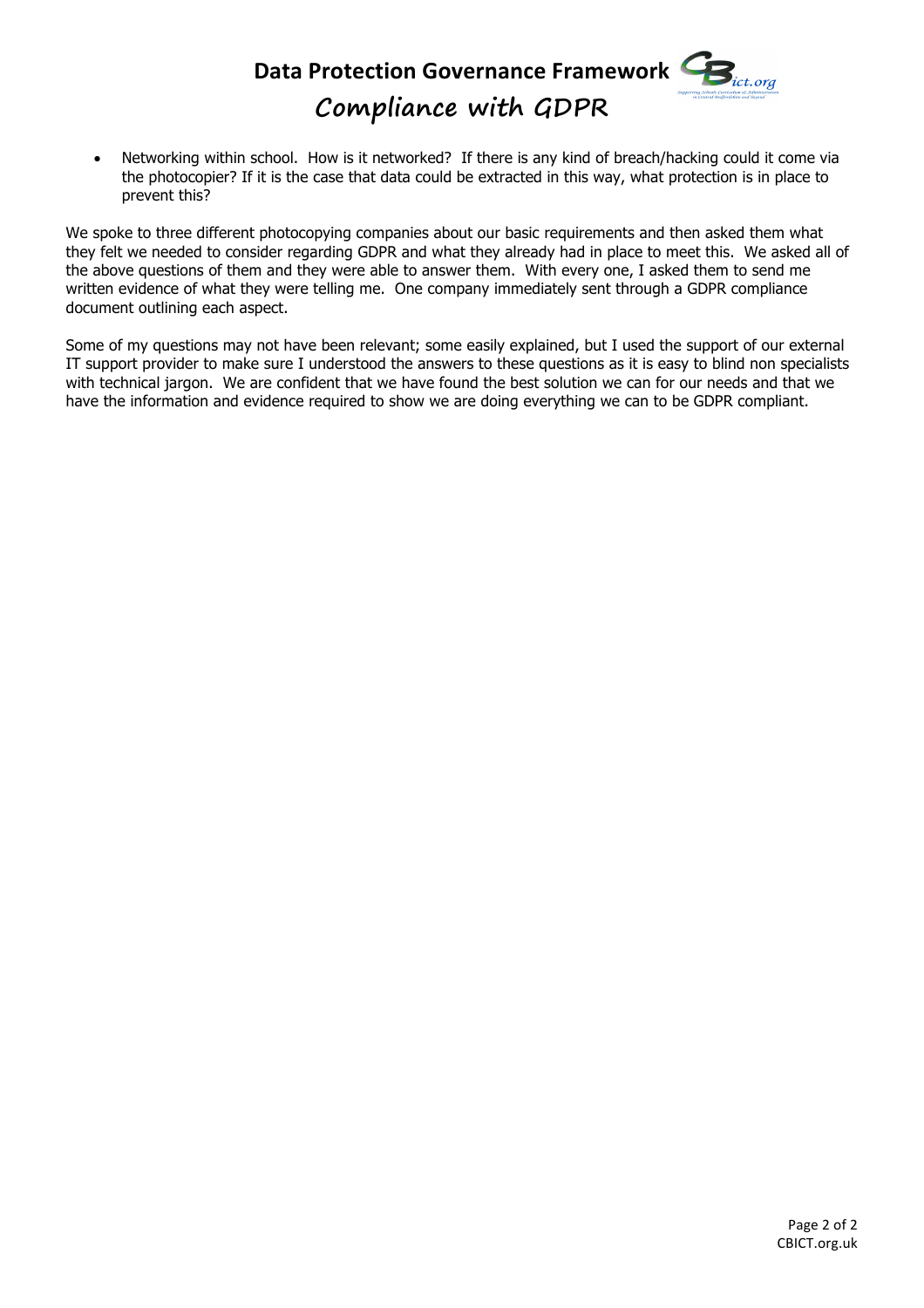- Networking within school. How is it networked? If there is any kind of breach/hacking could it come via the photocopier? If it is the case that data could be extracted in this way, what protection is in place to prevent this?

We spoke to three different photocopying companies about our basic requirements and then asked them what they felt we needed to consider regarding GDPR and what they already had in place to meet this. We asked all of the above questions of them and they were able to answer them. With every one, I asked them to send me written evidence of what they were telling me. One company immediately sent through a GDPR compliance document outlining each aspect.

Some of my questions may not have been relevant; some easily explained, but I used the support of our external IT support provider to make sure I understood the answers to these questions as it is easy to blind non specialists with technical jargon. We are confident that we have found the best solution we can for our needs and that we have the information and evidence required to show we are doing everything we can to be GDPR compliant.